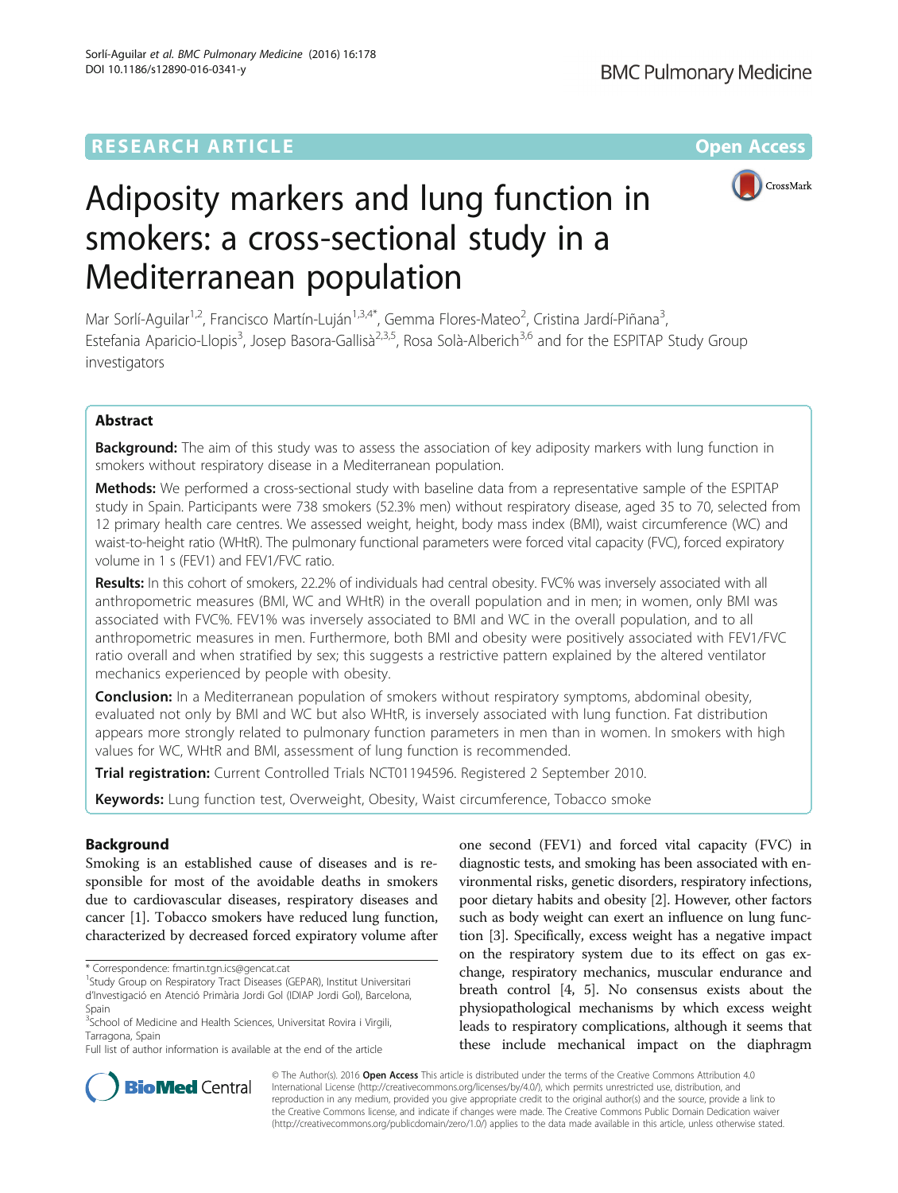RESEARCH ARTICLE

Open Access

# Adiposity markers and lung function in smokers: a cross-sectional study in a Mediterranean population

Mar Sorlí-Aguilar[1,2], Francisco Martín-Luján[1,3,4*], Gemma Flores-Mateo[2], Cristina Jardí-Piñana[3], Estefania Aparicio-Llopis[3], Josep Basora-Gallisà[2,3,5], Rosa Solà-Alberich[3,6] and for the ESPITAP Study Group investigators

## Abstract

**Background:** The aim of this study was to assess the association of key adiposity markers with lung function in smokers without respiratory disease in a Mediterranean population.

**Methods:** We performed a cross-sectional study with baseline data from a representative sample of the ESPITAP study in Spain. Participants were 738 smokers (52.3% men) without respiratory disease, aged 35 to 70, selected from 12 primary health care centres. We assessed weight, height, body mass index (BMI), waist circumference (WC) and waist-to-height ratio (WHtR). The pulmonary functional parameters were forced vital capacity (FVC), forced expiratory volume in 1 s (FEV1) and FEV1/FVC ratio.

**Results:** In this cohort of smokers, 22.2% of individuals had central obesity. FVC% was inversely associated with all anthropometric measures (BMI, WC and WHtR) in the overall population and in men; in women, only BMI was associated with FVC%. FEV1% was inversely associated to BMI and WC in the overall population, and to all anthropometric measures in men. Furthermore, both BMI and obesity were positively associated with FEV1/FVC ratio overall and when stratified by sex; this suggests a restrictive pattern explained by the altered ventilator mechanics experienced by people with obesity.

**Conclusion:** In a Mediterranean population of smokers without respiratory symptoms, abdominal obesity, evaluated not only by BMI and WC but also WHtR, is inversely associated with lung function. Fat distribution appears more strongly related to pulmonary function parameters in men than in women. In smokers with high values for WC, WHtR and BMI, assessment of lung function is recommended.

**Trial registration:** Current Controlled Trials NCT01194596. Registered 2 September 2010.

**Keywords:** Lung function test, Overweight, Obesity, Waist circumference, Tobacco smoke

## Background

Smoking is an established cause of diseases and is responsible for most of the avoidable deaths in smokers due to cardiovascular diseases, respiratory diseases and cancer [1]. Tobacco smokers have reduced lung function, characterized by decreased forced expiratory volume after one second (FEV1) and forced vital capacity (FVC) in diagnostic tests, and smoking has been associated with environmental risks, genetic disorders, respiratory infections, poor dietary habits and obesity [2]. However, other factors such as body weight can exert an influence on lung function [3]. Specifically, excess weight has a negative impact on the respiratory system due to its effect on gas exchange, respiratory mechanics, muscular endurance and breath control [4, 5]. No consensus exists about the physiopathological mechanisms by which excess weight leads to respiratory complications, although it seems that these include mechanical impact on the diaphragm

\* Correspondence: fmartin.tgn.ics@gencat.cat

[1]Study Group on Respiratory Tract Diseases (GEPAR), Institut Universitari d'Investigació en Atenció Primària Jordi Gol (IDIAP Jordi Gol), Barcelona, Spain

[3]School of Medicine and Health Sciences, Universitat Rovira i Virgili, Tarragona, Spain

Full list of author information is available at the end of the article

© The Author(s). 2016 **Open Access** This article is distributed under the terms of the Creative Commons Attribution 4.0 International License (http://creativecommons.org/licenses/by/4.0/), which permits unrestricted use, distribution, and reproduction in any medium, provided you give appropriate credit to the original author(s) and the source, provide a link to the Creative Commons license, and indicate if changes were made. The Creative Commons Public Domain Dedication waiver (http://creativecommons.org/publicdomain/zero/1.0/) applies to the data made available in this article, unless otherwise stated.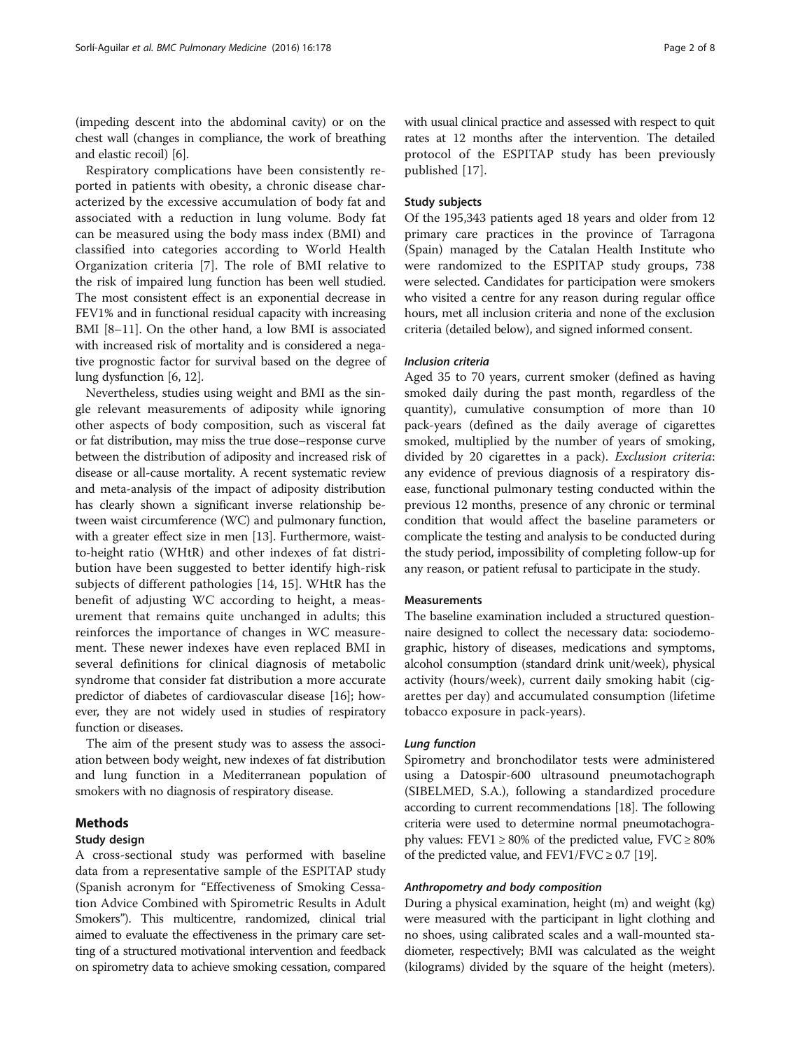(impeding descent into the abdominal cavity) or on the chest wall (changes in compliance, the work of breathing and elastic recoil) [6].

Respiratory complications have been consistently reported in patients with obesity, a chronic disease characterized by the excessive accumulation of body fat and associated with a reduction in lung volume. Body fat can be measured using the body mass index (BMI) and classified into categories according to World Health Organization criteria [7]. The role of BMI relative to the risk of impaired lung function has been well studied. The most consistent effect is an exponential decrease in FEV1% and in functional residual capacity with increasing BMI [8–11]. On the other hand, a low BMI is associated with increased risk of mortality and is considered a negative prognostic factor for survival based on the degree of lung dysfunction [6, 12].

Nevertheless, studies using weight and BMI as the single relevant measurements of adiposity while ignoring other aspects of body composition, such as visceral fat or fat distribution, may miss the true dose–response curve between the distribution of adiposity and increased risk of disease or all-cause mortality. A recent systematic review and meta-analysis of the impact of adiposity distribution has clearly shown a significant inverse relationship between waist circumference (WC) and pulmonary function, with a greater effect size in men [13]. Furthermore, waist-to-height ratio (WHtR) and other indexes of fat distribution have been suggested to better identify high-risk subjects of different pathologies [14, 15]. WHtR has the benefit of adjusting WC according to height, a measurement that remains quite unchanged in adults; this reinforces the importance of changes in WC measurement. These newer indexes have even replaced BMI in several definitions for clinical diagnosis of metabolic syndrome that consider fat distribution a more accurate predictor of diabetes of cardiovascular disease [16]; however, they are not widely used in studies of respiratory function or diseases.

The aim of the present study was to assess the association between body weight, new indexes of fat distribution and lung function in a Mediterranean population of smokers with no diagnosis of respiratory disease.

## Methods

### Study design

A cross-sectional study was performed with baseline data from a representative sample of the ESPITAP study (Spanish acronym for "Effectiveness of Smoking Cessation Advice Combined with Spirometric Results in Adult Smokers"). This multicentre, randomized, clinical trial aimed to evaluate the effectiveness in the primary care setting of a structured motivational intervention and feedback on spirometry data to achieve smoking cessation, compared with usual clinical practice and assessed with respect to quit rates at 12 months after the intervention. The detailed protocol of the ESPITAP study has been previously published [17].

### Study subjects

Of the 195,343 patients aged 18 years and older from 12 primary care practices in the province of Tarragona (Spain) managed by the Catalan Health Institute who were randomized to the ESPITAP study groups, 738 were selected. Candidates for participation were smokers who visited a centre for any reason during regular office hours, met all inclusion criteria and none of the exclusion criteria (detailed below), and signed informed consent.

#### *Inclusion criteria*

Aged 35 to 70 years, current smoker (defined as having smoked daily during the past month, regardless of the quantity), cumulative consumption of more than 10 pack-years (defined as the daily average of cigarettes smoked, multiplied by the number of years of smoking, divided by 20 cigarettes in a pack). *Exclusion criteria*: any evidence of previous diagnosis of a respiratory disease, functional pulmonary testing conducted within the previous 12 months, presence of any chronic or terminal condition that would affect the baseline parameters or complicate the testing and analysis to be conducted during the study period, impossibility of completing follow-up for any reason, or patient refusal to participate in the study.

### Measurements

The baseline examination included a structured questionnaire designed to collect the necessary data: sociodemographic, history of diseases, medications and symptoms, alcohol consumption (standard drink unit/week), physical activity (hours/week), current daily smoking habit (cigarettes per day) and accumulated consumption (lifetime tobacco exposure in pack-years).

#### *Lung function*

Spirometry and bronchodilator tests were administered using a Datospir-600 ultrasound pneumotachograph (SIBELMED, S.A.), following a standardized procedure according to current recommendations [18]. The following criteria were used to determine normal pneumotachography values: FEV1 ≥ 80% of the predicted value, FVC ≥ 80% of the predicted value, and FEV1/FVC ≥ 0.7 [19].

#### *Anthropometry and body composition*

During a physical examination, height (m) and weight (kg) were measured with the participant in light clothing and no shoes, using calibrated scales and a wall-mounted stadiometer, respectively; BMI was calculated as the weight (kilograms) divided by the square of the height (meters).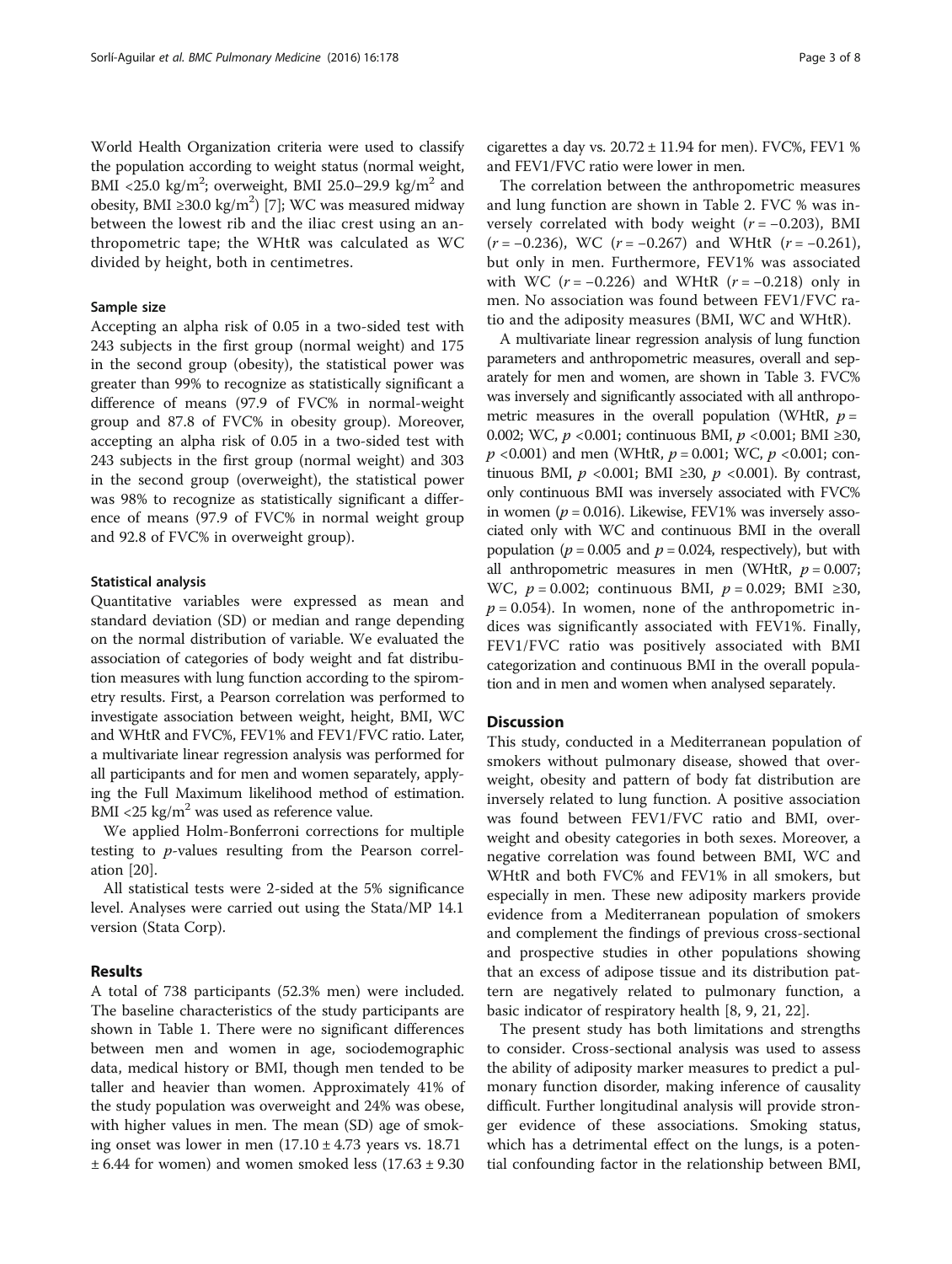World Health Organization criteria were used to classify the population according to weight status (normal weight, BMI <25.0 kg/m$^2$; overweight, BMI 25.0–29.9 kg/m$^2$ and obesity, BMI ≥30.0 kg/m$^2$) [7]; WC was measured midway between the lowest rib and the iliac crest using an anthropometric tape; the WHtR was calculated as WC divided by height, both in centimetres.

### Sample size

Accepting an alpha risk of 0.05 in a two-sided test with 243 subjects in the first group (normal weight) and 175 in the second group (obesity), the statistical power was greater than 99% to recognize as statistically significant a difference of means (97.9 of FVC% in normal-weight group and 87.8 of FVC% in obesity group). Moreover, accepting an alpha risk of 0.05 in a two-sided test with 243 subjects in the first group (normal weight) and 303 in the second group (overweight), the statistical power was 98% to recognize as statistically significant a difference of means (97.9 of FVC% in normal weight group and 92.8 of FVC% in overweight group).

### Statistical analysis

Quantitative variables were expressed as mean and standard deviation (SD) or median and range depending on the normal distribution of variable. We evaluated the association of categories of body weight and fat distribution measures with lung function according to the spirometry results. First, a Pearson correlation was performed to investigate association between weight, height, BMI, WC and WHtR and FVC%, FEV1% and FEV1/FVC ratio. Later, a multivariate linear regression analysis was performed for all participants and for men and women separately, applying the Full Maximum likelihood method of estimation. BMI <25 kg/m$^2$ was used as reference value.

We applied Holm-Bonferroni corrections for multiple testing to *p*-values resulting from the Pearson correlation [20].

All statistical tests were 2-sided at the 5% significance level. Analyses were carried out using the Stata/MP 14.1 version (Stata Corp).

## Results

A total of 738 participants (52.3% men) were included. The baseline characteristics of the study participants are shown in Table 1. There were no significant differences between men and women in age, sociodemographic data, medical history or BMI, though men tended to be taller and heavier than women. Approximately 41% of the study population was overweight and 24% was obese, with higher values in men. The mean (SD) age of smoking onset was lower in men (17.10 ± 4.73 years vs. 18.71 ± 6.44 for women) and women smoked less (17.63 ± 9.30 cigarettes a day vs. 20.72 ± 11.94 for men). FVC%, FEV1 % and FEV1/FVC ratio were lower in men.

The correlation between the anthropometric measures and lung function are shown in Table 2. FVC % was inversely correlated with body weight ($r = -0.203$), BMI ($r = -0.236$), WC ($r = -0.267$) and WHtR ($r = -0.261$), but only in men. Furthermore, FEV1% was associated with WC ($r = -0.226$) and WHtR ($r = -0.218$) only in men. No association was found between FEV1/FVC ratio and the adiposity measures (BMI, WC and WHtR).

A multivariate linear regression analysis of lung function parameters and anthropometric measures, overall and separately for men and women, are shown in Table 3. FVC% was inversely and significantly associated with all anthropometric measures in the overall population (WHtR, $p = 0.002$; WC, $p < 0.001$; continuous BMI, $p < 0.001$; BMI ≥30, $p < 0.001$) and men (WHtR, $p = 0.001$; WC, $p < 0.001$; continuous BMI, $p < 0.001$; BMI ≥30, $p < 0.001$). By contrast, only continuous BMI was inversely associated with FVC% in women ($p = 0.016$). Likewise, FEV1% was inversely associated only with WC and continuous BMI in the overall population ($p = 0.005$ and $p = 0.024$, respectively), but with all anthropometric measures in men (WHtR, $p = 0.007$; WC, $p = 0.002$; continuous BMI, $p = 0.029$; BMI ≥30, $p = 0.054$). In women, none of the anthropometric indices was significantly associated with FEV1%. Finally, FEV1/FVC ratio was positively associated with BMI categorization and continuous BMI in the overall population and in men and women when analysed separately.

## Discussion

This study, conducted in a Mediterranean population of smokers without pulmonary disease, showed that overweight, obesity and pattern of body fat distribution are inversely related to lung function. A positive association was found between FEV1/FVC ratio and BMI, overweight and obesity categories in both sexes. Moreover, a negative correlation was found between BMI, WC and WHtR and both FVC% and FEV1% in all smokers, but especially in men. These new adiposity markers provide evidence from a Mediterranean population of smokers and complement the findings of previous cross-sectional and prospective studies in other populations showing that an excess of adipose tissue and its distribution pattern are negatively related to pulmonary function, a basic indicator of respiratory health [8, 9, 21, 22].

The present study has both limitations and strengths to consider. Cross-sectional analysis was used to assess the ability of adiposity marker measures to predict a pulmonary function disorder, making inference of causality difficult. Further longitudinal analysis will provide stronger evidence of these associations. Smoking status, which has a detrimental effect on the lungs, is a potential confounding factor in the relationship between BMI,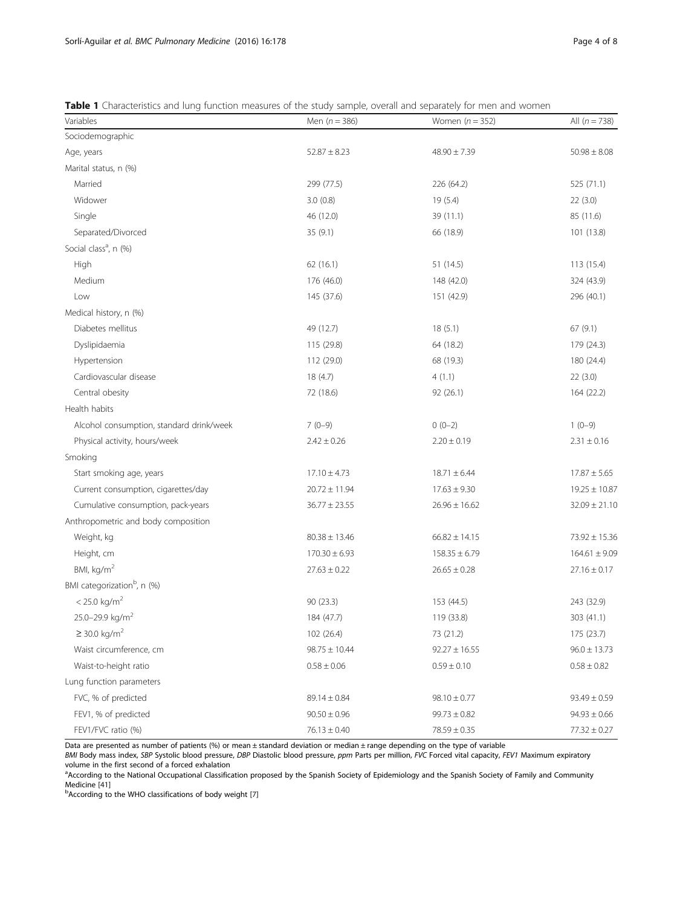**Table 1** Characteristics and lung function measures of the study sample, overall and separately for men and women

| Variables | Men (*n* = 386) | Women (*n* = 352) | All (*n* = 738) |
|---|---|---|---|
| Sociodemographic | | | |
| Age, years | 52.87 ± 8.23 | 48.90 ± 7.39 | 50.98 ± 8.08 |
| Marital status, n (%) | | | |
| Married | 299 (77.5) | 226 (64.2) | 525 (71.1) |
| Widower | 3.0 (0.8) | 19 (5.4) | 22 (3.0) |
| Single | 46 (12.0) | 39 (11.1) | 85 (11.6) |
| Separated/Divorced | 35 (9.1) | 66 (18.9) | 101 (13.8) |
| Social class[a], n (%) | | | |
| High | 62 (16.1) | 51 (14.5) | 113 (15.4) |
| Medium | 176 (46.0) | 148 (42.0) | 324 (43.9) |
| Low | 145 (37.6) | 151 (42.9) | 296 (40.1) |
| Medical history, n (%) | | | |
| Diabetes mellitus | 49 (12.7) | 18 (5.1) | 67 (9.1) |
| Dyslipidaemia | 115 (29.8) | 64 (18.2) | 179 (24.3) |
| Hypertension | 112 (29.0) | 68 (19.3) | 180 (24.4) |
| Cardiovascular disease | 18 (4.7) | 4 (1.1) | 22 (3.0) |
| Central obesity | 72 (18.6) | 92 (26.1) | 164 (22.2) |
| Health habits | | | |
| Alcohol consumption, standard drink/week | 7 (0–9) | 0 (0–2) | 1 (0–9) |
| Physical activity, hours/week | 2.42 ± 0.26 | 2.20 ± 0.19 | 2.31 ± 0.16 |
| Smoking | | | |
| Start smoking age, years | 17.10 ± 4.73 | 18.71 ± 6.44 | 17.87 ± 5.65 |
| Current consumption, cigarettes/day | 20.72 ± 11.94 | 17.63 ± 9.30 | 19.25 ± 10.87 |
| Cumulative consumption, pack-years | 36.77 ± 23.55 | 26.96 ± 16.62 | 32.09 ± 21.10 |
| Anthropometric and body composition | | | |
| Weight, kg | 80.38 ± 13.46 | 66.82 ± 14.15 | 73.92 ± 15.36 |
| Height, cm | 170.30 ± 6.93 | 158.35 ± 6.79 | 164.61 ± 9.09 |
| BMI, kg/m$^2$ | 27.63 ± 0.22 | 26.65 ± 0.28 | 27.16 ± 0.17 |
| BMI categorization[b], n (%) | | | |
| < 25.0 kg/m$^2$ | 90 (23.3) | 153 (44.5) | 243 (32.9) |
| 25.0–29.9 kg/m$^2$ | 184 (47.7) | 119 (33.8) | 303 (41.1) |
| ≥ 30.0 kg/m$^2$ | 102 (26.4) | 73 (21.2) | 175 (23.7) |
| Waist circumference, cm | 98.75 ± 10.44 | 92.27 ± 16.55 | 96.0 ± 13.73 |
| Waist-to-height ratio | 0.58 ± 0.06 | 0.59 ± 0.10 | 0.58 ± 0.82 |
| Lung function parameters | | | |
| FVC, % of predicted | 89.14 ± 0.84 | 98.10 ± 0.77 | 93.49 ± 0.59 |
| FEV1, % of predicted | 90.50 ± 0.96 | 99.73 ± 0.82 | 94.93 ± 0.66 |
| FEV1/FVC ratio (%) | 76.13 ± 0.40 | 78.59 ± 0.35 | 77.32 ± 0.27 |

Data are presented as number of patients (%) or mean ± standard deviation or median ± range depending on the type of variable

*BMI* Body mass index, *SBP* Systolic blood pressure, *DBP* Diastolic blood pressure, *ppm* Parts per million, *FVC* Forced vital capacity, *FEV1* Maximum expiratory volume in the first second of a forced exhalation

[a]According to the National Occupational Classification proposed by the Spanish Society of Epidemiology and the Spanish Society of Family and Community Medicine [41]

[b]According to the WHO classifications of body weight [7]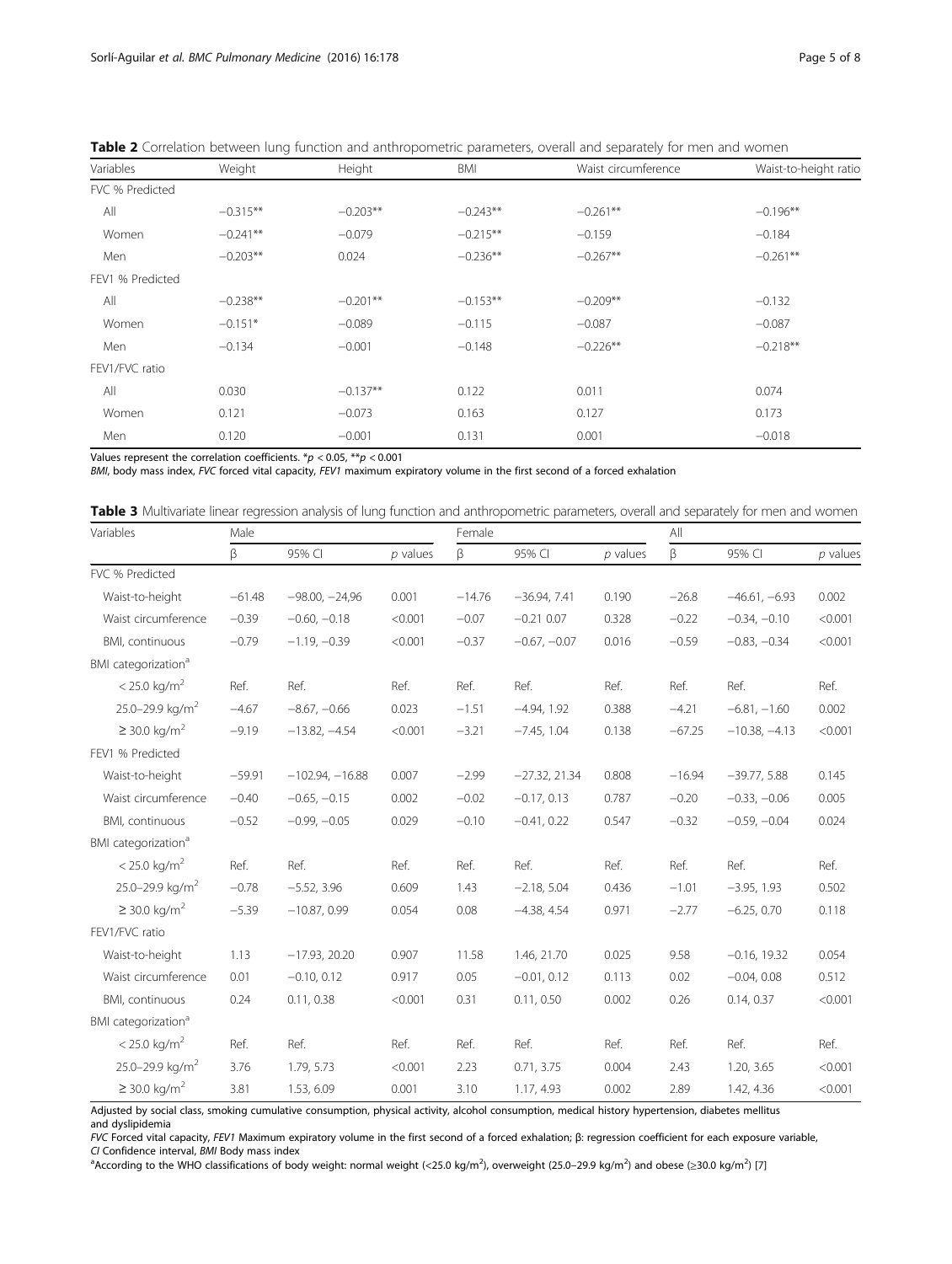**Table 2** Correlation between lung function and anthropometric parameters, overall and separately for men and women

| Variables | Weight | Height | BMI | Waist circumference | Waist-to-height ratio |
|---|---|---|---|---|---|
| FVC % Predicted | | | | | |
| All | −0.315** | −0.203** | −0.243** | −0.261** | −0.196** |
| Women | −0.241** | −0.079 | −0.215** | −0.159 | −0.184 |
| Men | −0.203** | 0.024 | −0.236** | −0.267** | −0.261** |
| FEV1 % Predicted | | | | | |
| All | −0.238** | −0.201** | −0.153** | −0.209** | −0.132 |
| Women | −0.151* | −0.089 | −0.115 | −0.087 | −0.087 |
| Men | −0.134 | −0.001 | −0.148 | −0.226** | −0.218** |
| FEV1/FVC ratio | | | | | |
| All | 0.030 | −0.137** | 0.122 | 0.011 | 0.074 |
| Women | 0.121 | −0.073 | 0.163 | 0.127 | 0.173 |
| Men | 0.120 | −0.001 | 0.131 | 0.001 | −0.018 |

Values represent the correlation coefficients. *$p < 0.05$, **$p < 0.001$

*BMI*, body mass index, *FVC* forced vital capacity, *FEV1* maximum expiratory volume in the first second of a forced exhalation

**Table 3** Multivariate linear regression analysis of lung function and anthropometric parameters, overall and separately for men and women

| Variables | Male | | | Female | | | All | | |
|---|---|---|---|---|---|---|---|---|---|
| | β | 95% CI | *p* values | β | 95% CI | *p* values | β | 95% CI | *p* values |
| FVC % Predicted | | | | | | | | | |
| Waist-to-height | −61.48 | −98.00, −24,96 | 0.001 | −14.76 | −36.94, 7.41 | 0.190 | −26.8 | −46.61, −6.93 | 0.002 |
| Waist circumference | −0.39 | −0.60, −0.18 | <0.001 | −0.07 | −0.21 0.07 | 0.328 | −0.22 | −0.34, −0.10 | <0.001 |
| BMI, continuous | −0.79 | −1.19, −0.39 | <0.001 | −0.37 | −0.67, −0.07 | 0.016 | −0.59 | −0.83, −0.34 | <0.001 |
| BMI categorization[a] | | | | | | | | | |
| < 25.0 kg/m$^2$ | Ref. | Ref. | Ref. | Ref. | Ref. | Ref. | Ref. | Ref. | Ref. |
| 25.0–29.9 kg/m$^2$ | −4.67 | −8.67, −0.66 | 0.023 | −1.51 | −4.94, 1.92 | 0.388 | −4.21 | −6.81, −1.60 | 0.002 |
| ≥ 30.0 kg/m$^2$ | −9.19 | −13.82, −4.54 | <0.001 | −3.21 | −7.45, 1.04 | 0.138 | −67.25 | −10.38, −4.13 | <0.001 |
| FEV1 % Predicted | | | | | | | | | |
| Waist-to-height | −59.91 | −102.94, −16.88 | 0.007 | −2.99 | −27.32, 21.34 | 0.808 | −16.94 | −39.77, 5.88 | 0.145 |
| Waist circumference | −0.40 | −0.65, −0.15 | 0.002 | −0.02 | −0.17, 0.13 | 0.787 | −0.20 | −0.33, −0.06 | 0.005 |
| BMI, continuous | −0.52 | −0.99, −0.05 | 0.029 | −0.10 | −0.41, 0.22 | 0.547 | −0.32 | −0.59, −0.04 | 0.024 |
| BMI categorization[a] | | | | | | | | | |
| < 25.0 kg/m$^2$ | Ref. | Ref. | Ref. | Ref. | Ref. | Ref. | Ref. | Ref. | Ref. |
| 25.0–29.9 kg/m$^2$ | −0.78 | −5.52, 3.96 | 0.609 | 1.43 | −2.18, 5.04 | 0.436 | −1.01 | −3.95, 1.93 | 0.502 |
| ≥ 30.0 kg/m$^2$ | −5.39 | −10.87, 0.99 | 0.054 | 0.08 | −4.38, 4.54 | 0.971 | −2.77 | −6.25, 0.70 | 0.118 |
| FEV1/FVC ratio | | | | | | | | | |
| Waist-to-height | 1.13 | −17.93, 20.20 | 0.907 | 11.58 | 1.46, 21.70 | 0.025 | 9.58 | −0.16, 19.32 | 0.054 |
| Waist circumference | 0.01 | −0.10, 0.12 | 0.917 | 0.05 | −0.01, 0.12 | 0.113 | 0.02 | −0.04, 0.08 | 0.512 |
| BMI, continuous | 0.24 | 0.11, 0.38 | <0.001 | 0.31 | 0.11, 0.50 | 0.002 | 0.26 | 0.14, 0.37 | <0.001 |
| BMI categorization[a] | | | | | | | | | |
| < 25.0 kg/m$^2$ | Ref. | Ref. | Ref. | Ref. | Ref. | Ref. | Ref. | Ref. | Ref. |
| 25.0–29.9 kg/m$^2$ | 3.76 | 1.79, 5.73 | <0.001 | 2.23 | 0.71, 3.75 | 0.004 | 2.43 | 1.20, 3.65 | <0.001 |
| ≥ 30.0 kg/m$^2$ | 3.81 | 1.53, 6.09 | 0.001 | 3.10 | 1.17, 4.93 | 0.002 | 2.89 | 1.42, 4.36 | <0.001 |

Adjusted by social class, smoking cumulative consumption, physical activity, alcohol consumption, medical history hypertension, diabetes mellitus and dyslipidemia

*FVC* Forced vital capacity, *FEV1* Maximum expiratory volume in the first second of a forced exhalation; β: regression coefficient for each exposure variable, *CI* Confidence interval, *BMI* Body mass index

[a]According to the WHO classifications of body weight: normal weight (<25.0 kg/m$^2$), overweight (25.0–29.9 kg/m$^2$) and obese (≥30.0 kg/m$^2$) [7]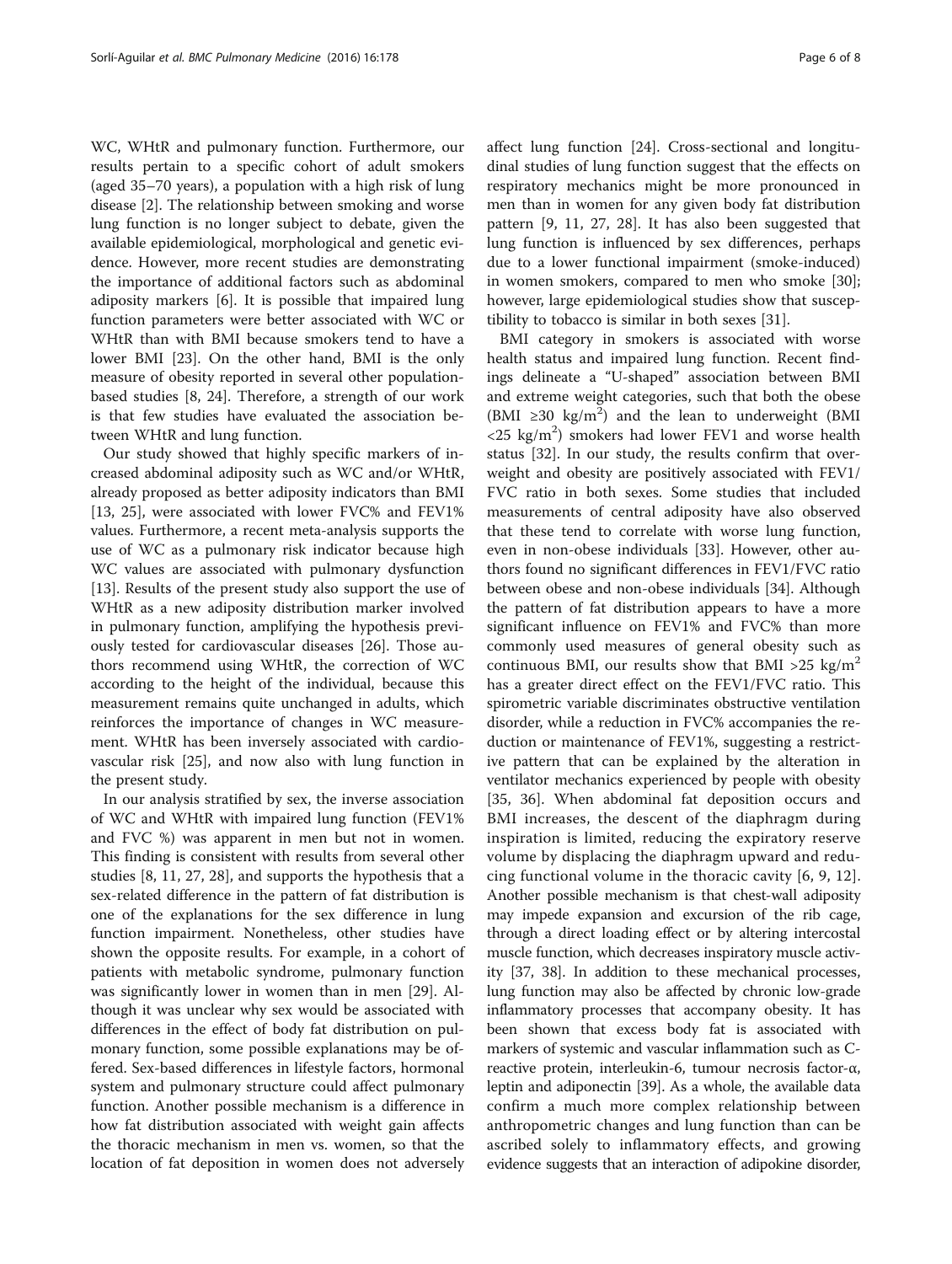WC, WHtR and pulmonary function. Furthermore, our results pertain to a specific cohort of adult smokers (aged 35–70 years), a population with a high risk of lung disease [2]. The relationship between smoking and worse lung function is no longer subject to debate, given the available epidemiological, morphological and genetic evidence. However, more recent studies are demonstrating the importance of additional factors such as abdominal adiposity markers [6]. It is possible that impaired lung function parameters were better associated with WC or WHtR than with BMI because smokers tend to have a lower BMI [23]. On the other hand, BMI is the only measure of obesity reported in several other population-based studies [8, 24]. Therefore, a strength of our work is that few studies have evaluated the association between WHtR and lung function.

Our study showed that highly specific markers of increased abdominal adiposity such as WC and/or WHtR, already proposed as better adiposity indicators than BMI [13, 25], were associated with lower FVC% and FEV1% values. Furthermore, a recent meta-analysis supports the use of WC as a pulmonary risk indicator because high WC values are associated with pulmonary dysfunction [13]. Results of the present study also support the use of WHtR as a new adiposity distribution marker involved in pulmonary function, amplifying the hypothesis previously tested for cardiovascular diseases [26]. Those authors recommend using WHtR, the correction of WC according to the height of the individual, because this measurement remains quite unchanged in adults, which reinforces the importance of changes in WC measurement. WHtR has been inversely associated with cardiovascular risk [25], and now also with lung function in the present study.

In our analysis stratified by sex, the inverse association of WC and WHtR with impaired lung function (FEV1% and FVC %) was apparent in men but not in women. This finding is consistent with results from several other studies [8, 11, 27, 28], and supports the hypothesis that a sex-related difference in the pattern of fat distribution is one of the explanations for the sex difference in lung function impairment. Nonetheless, other studies have shown the opposite results. For example, in a cohort of patients with metabolic syndrome, pulmonary function was significantly lower in women than in men [29]. Although it was unclear why sex would be associated with differences in the effect of body fat distribution on pulmonary function, some possible explanations may be offered. Sex-based differences in lifestyle factors, hormonal system and pulmonary structure could affect pulmonary function. Another possible mechanism is a difference in how fat distribution associated with weight gain affects the thoracic mechanism in men vs. women, so that the location of fat deposition in women does not adversely affect lung function [24]. Cross-sectional and longitudinal studies of lung function suggest that the effects on respiratory mechanics might be more pronounced in men than in women for any given body fat distribution pattern [9, 11, 27, 28]. It has also been suggested that lung function is influenced by sex differences, perhaps due to a lower functional impairment (smoke-induced) in women smokers, compared to men who smoke [30]; however, large epidemiological studies show that susceptibility to tobacco is similar in both sexes [31].

BMI category in smokers is associated with worse health status and impaired lung function. Recent findings delineate a "U-shaped" association between BMI and extreme weight categories, such that both the obese (BMI ≥30 kg/m$^2$) and the lean to underweight (BMI <25 kg/m$^2$) smokers had lower FEV1 and worse health status [32]. In our study, the results confirm that overweight and obesity are positively associated with FEV1/FVC ratio in both sexes. Some studies that included measurements of central adiposity have also observed that these tend to correlate with worse lung function, even in non-obese individuals [33]. However, other authors found no significant differences in FEV1/FVC ratio between obese and non-obese individuals [34]. Although the pattern of fat distribution appears to have a more significant influence on FEV1% and FVC% than more commonly used measures of general obesity such as continuous BMI, our results show that BMI >25 kg/m$^2$ has a greater direct effect on the FEV1/FVC ratio. This spirometric variable discriminates obstructive ventilation disorder, while a reduction in FVC% accompanies the reduction or maintenance of FEV1%, suggesting a restrictive pattern that can be explained by the alteration in ventilator mechanics experienced by people with obesity [35, 36]. When abdominal fat deposition occurs and BMI increases, the descent of the diaphragm during inspiration is limited, reducing the expiratory reserve volume by displacing the diaphragm upward and reducing functional volume in the thoracic cavity [6, 9, 12]. Another possible mechanism is that chest-wall adiposity may impede expansion and excursion of the rib cage, through a direct loading effect or by altering intercostal muscle function, which decreases inspiratory muscle activity [37, 38]. In addition to these mechanical processes, lung function may also be affected by chronic low-grade inflammatory processes that accompany obesity. It has been shown that excess body fat is associated with markers of systemic and vascular inflammation such as C-reactive protein, interleukin-6, tumour necrosis factor-α, leptin and adiponectin [39]. As a whole, the available data confirm a much more complex relationship between anthropometric changes and lung function than can be ascribed solely to inflammatory effects, and growing evidence suggests that an interaction of adipokine disorder,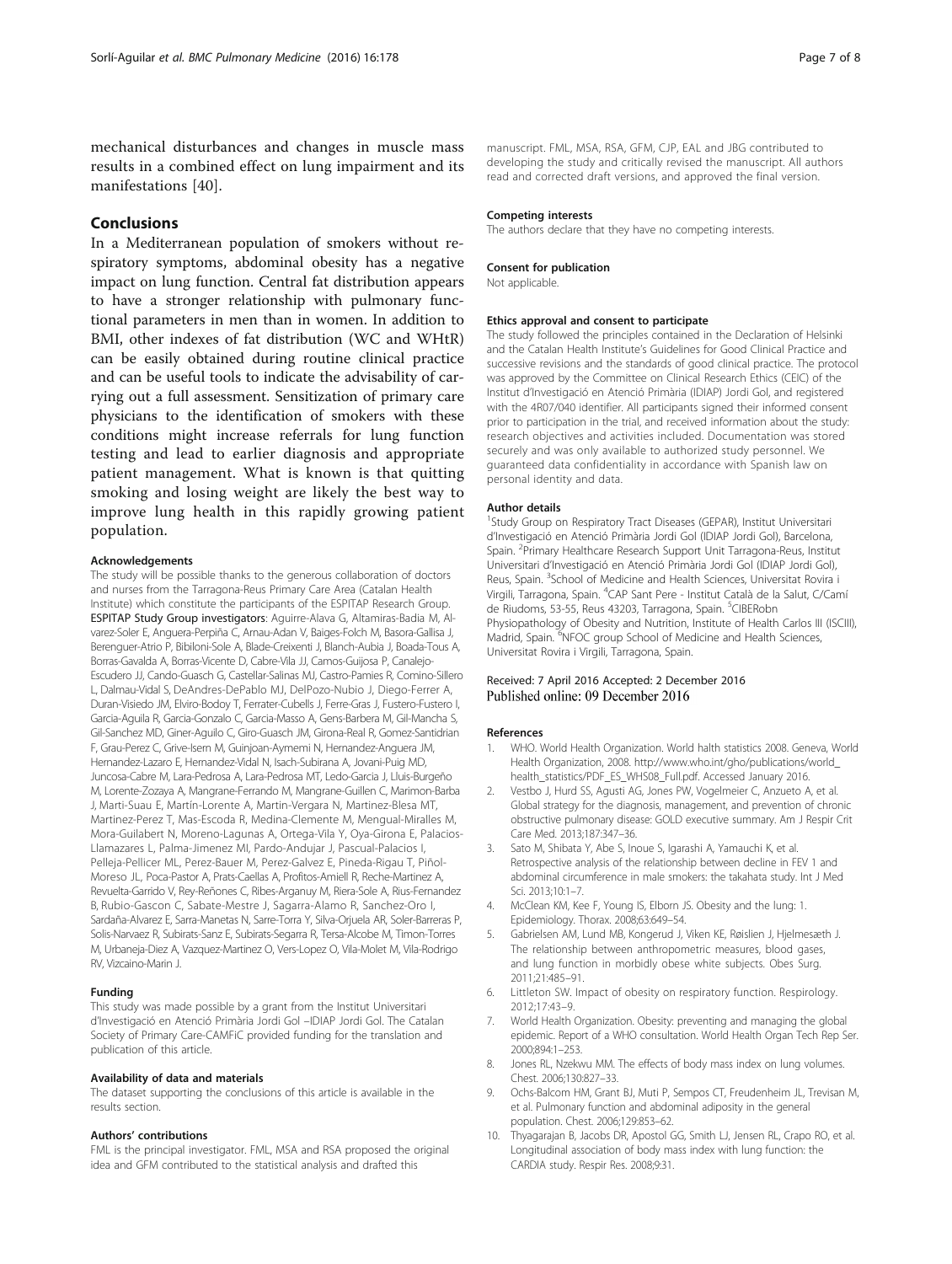mechanical disturbances and changes in muscle mass results in a combined effect on lung impairment and its manifestations [40].

## Conclusions

In a Mediterranean population of smokers without respiratory symptoms, abdominal obesity has a negative impact on lung function. Central fat distribution appears to have a stronger relationship with pulmonary functional parameters in men than in women. In addition to BMI, other indexes of fat distribution (WC and WHtR) can be easily obtained during routine clinical practice and can be useful tools to indicate the advisability of carrying out a full assessment. Sensitization of primary care physicians to the identification of smokers with these conditions might increase referrals for lung function testing and lead to earlier diagnosis and appropriate patient management. What is known is that quitting smoking and losing weight are likely the best way to improve lung health in this rapidly growing patient population.

#### Acknowledgements

The study will be possible thanks to the generous collaboration of doctors and nurses from the Tarragona-Reus Primary Care Area (Catalan Health Institute) which constitute the participants of the ESPITAP Research Group. **ESPITAP Study Group investigators**: Aguirre-Alava G, Altamiras-Badia M, Alvarez-Soler E, Anguera-Perpiña C, Arnau-Adan V, Baiges-Folch M, Basora-Gallisa J, Berenguer-Atrio P, Bibiloni-Sole A, Blade-Creixenti J, Blanch-Aubia J, Boada-Tous A, Borras-Gavalda A, Borras-Vicente D, Cabre-Vila JJ, Camos-Guijosa P, Canalejo-Escudero JJ, Cando-Guasch G, Castellar-Salinas MJ, Castro-Pamies R, Comino-Sillero L, Dalmau-Vidal S, DeAndres-DePablo MJ, DelPozo-Nubio J, Diego-Ferrer A, Duran-Visiedo JM, Elviro-Bodoy T, Ferrater-Cubells J, Ferre-Gras J, Fustero-Fustero I, Garcia-Aguila R, Garcia-Gonzalo C, Garcia-Masso A, Gens-Barbera M, Gil-Mancha S, Gil-Sanchez MD, Giner-Aguilo C, Giro-Guasch JM, Girona-Real R, Gomez-Santidrian F, Grau-Perez C, Grive-Isern M, Guinjoan-Aymemi N, Hernandez-Anguera JM, Hernandez-Lazaro E, Hernandez-Vidal N, Isach-Subirana A, Jovani-Puig MD, Juncosa-Cabre M, Lara-Pedrosa A, Lara-Pedrosa MT, Ledo-Garcia J, Lluis-Burgeño M, Lorente-Zozaya A, Mangrane-Ferrando M, Mangrane-Guillen C, Marimon-Barba J, Marti-Suau E, Martín-Lorente A, Martin-Vergara N, Martinez-Blesa MT, Martinez-Perez T, Mas-Escoda R, Medina-Clemente M, Mengual-Miralles M, Mora-Guilabert N, Moreno-Lagunas A, Ortega-Vila Y, Oya-Girona E, Palacios-Llamazares L, Palma-Jimenez MI, Pardo-Andujar J, Pascual-Palacios I, Pelleja-Pellicer ML, Perez-Bauer M, Perez-Galvez E, Pineda-Rigau T, Piñol-Moreso JL, Poca-Pastor A, Prats-Caellas A, Profitos-Amiell R, Reche-Martinez A, Revuelta-Garrido V, Rey-Reñones C, Ribes-Arganuy M, Riera-Sole A, Rius-Fernandez B, Rubio-Gascon C, Sabate-Mestre J, Sagarra-Alamo R, Sanchez-Oro I, Sardaña-Alvarez E, Sarra-Manetas N, Sarre-Torra Y, Silva-Orjuela AR, Soler-Barreras P, Solis-Narvaez R, Subirats-Sanz E, Subirats-Segarra R, Tersa-Alcobe M, Timon-Torres M, Urbaneja-Diez A, Vazquez-Martinez O, Vers-Lopez O, Vila-Molet M, Vila-Rodrigo RV, Vizcaino-Marin J.

#### Funding

This study was made possible by a grant from the Institut Universitari d'Investigació en Atenció Primària Jordi Gol –IDIAP Jordi Gol. The Catalan Society of Primary Care-CAMFiC provided funding for the translation and publication of this article.

#### Availability of data and materials

The dataset supporting the conclusions of this article is available in the results section.

#### Authors' contributions

FML is the principal investigator. FML, MSA and RSA proposed the original idea and GFM contributed to the statistical analysis and drafted this manuscript. FML, MSA, RSA, GFM, CJP, EAL and JBG contributed to developing the study and critically revised the manuscript. All authors read and corrected draft versions, and approved the final version.

#### Competing interests

The authors declare that they have no competing interests.

#### Consent for publication

Not applicable.

#### Ethics approval and consent to participate

The study followed the principles contained in the Declaration of Helsinki and the Catalan Health Institute's Guidelines for Good Clinical Practice and successive revisions and the standards of good clinical practice. The protocol was approved by the Committee on Clinical Research Ethics (CEIC) of the Institut d'Investigació en Atenció Primària (IDIAP) Jordi Gol, and registered with the 4R07/040 identifier. All participants signed their informed consent prior to participation in the trial, and received information about the study: research objectives and activities included. Documentation was stored securely and was only available to authorized study personnel. We guaranteed data confidentiality in accordance with Spanish law on personal identity and data.

#### Author details

[1]Study Group on Respiratory Tract Diseases (GEPAR), Institut Universitari d'Investigació en Atenció Primària Jordi Gol (IDIAP Jordi Gol), Barcelona, Spain. [2]Primary Healthcare Research Support Unit Tarragona-Reus, Institut Universitari d'Investigació en Atenció Primària Jordi Gol (IDIAP Jordi Gol), Reus, Spain. [3]School of Medicine and Health Sciences, Universitat Rovira i Virgili, Tarragona, Spain. [4]CAP Sant Pere - Institut Català de la Salut, C/Camí de Riudoms, 53-55, Reus 43203, Tarragona, Spain. [5]CIBERobn Physiopathology of Obesity and Nutrition, Institute of Health Carlos III (ISCIII), Madrid, Spain. [6]NFOC group School of Medicine and Health Sciences, Universitat Rovira i Virgili, Tarragona, Spain.

Received: 7 April 2016 Accepted: 2 December 2016
Published online: 09 December 2016

#### References

1. WHO. World Health Organization. World halth statistics 2008. Geneva, World Health Organization, 2008. http://www.who.int/gho/publications/world_health_statistics/PDF_ES_WHS08_Full.pdf. Accessed January 2016.
2. Vestbo J, Hurd SS, Agusti AG, Jones PW, Vogelmeier C, Anzueto A, et al. Global strategy for the diagnosis, management, and prevention of chronic obstructive pulmonary disease: GOLD executive summary. Am J Respir Crit Care Med. 2013;187:347–36.
3. Sato M, Shibata Y, Abe S, Inoue S, Igarashi A, Yamauchi K, et al. Retrospective analysis of the relationship between decline in FEV 1 and abdominal circumference in male smokers: the takahata study. Int J Med Sci. 2013;10:1–7.
4. McClean KM, Kee F, Young IS, Elborn JS. Obesity and the lung: 1. Epidemiology. Thorax. 2008;63:649–54.
5. Gabrielsen AM, Lund MB, Kongerud J, Viken KE, Røislien J, Hjelmesæth J. The relationship between anthropometric measures, blood gases, and lung function in morbidly obese white subjects. Obes Surg. 2011;21:485–91.
6. Littleton SW. Impact of obesity on respiratory function. Respirology. 2012;17:43–9.
7. World Health Organization. Obesity: preventing and managing the global epidemic. Report of a WHO consultation. World Health Organ Tech Rep Ser. 2000;894:1–253.
8. Jones RL, Nzekwu MM. The effects of body mass index on lung volumes. Chest. 2006;130:827–33.
9. Ochs-Balcom HM, Grant BJ, Muti P, Sempos CT, Freudenheim JL, Trevisan M, et al. Pulmonary function and abdominal adiposity in the general population. Chest. 2006;129:853–62.
10. Thyagarajan B, Jacobs DR, Apostol GG, Smith LJ, Jensen RL, Crapo RO, et al. Longitudinal association of body mass index with lung function: the CARDIA study. Respir Res. 2008;9:31.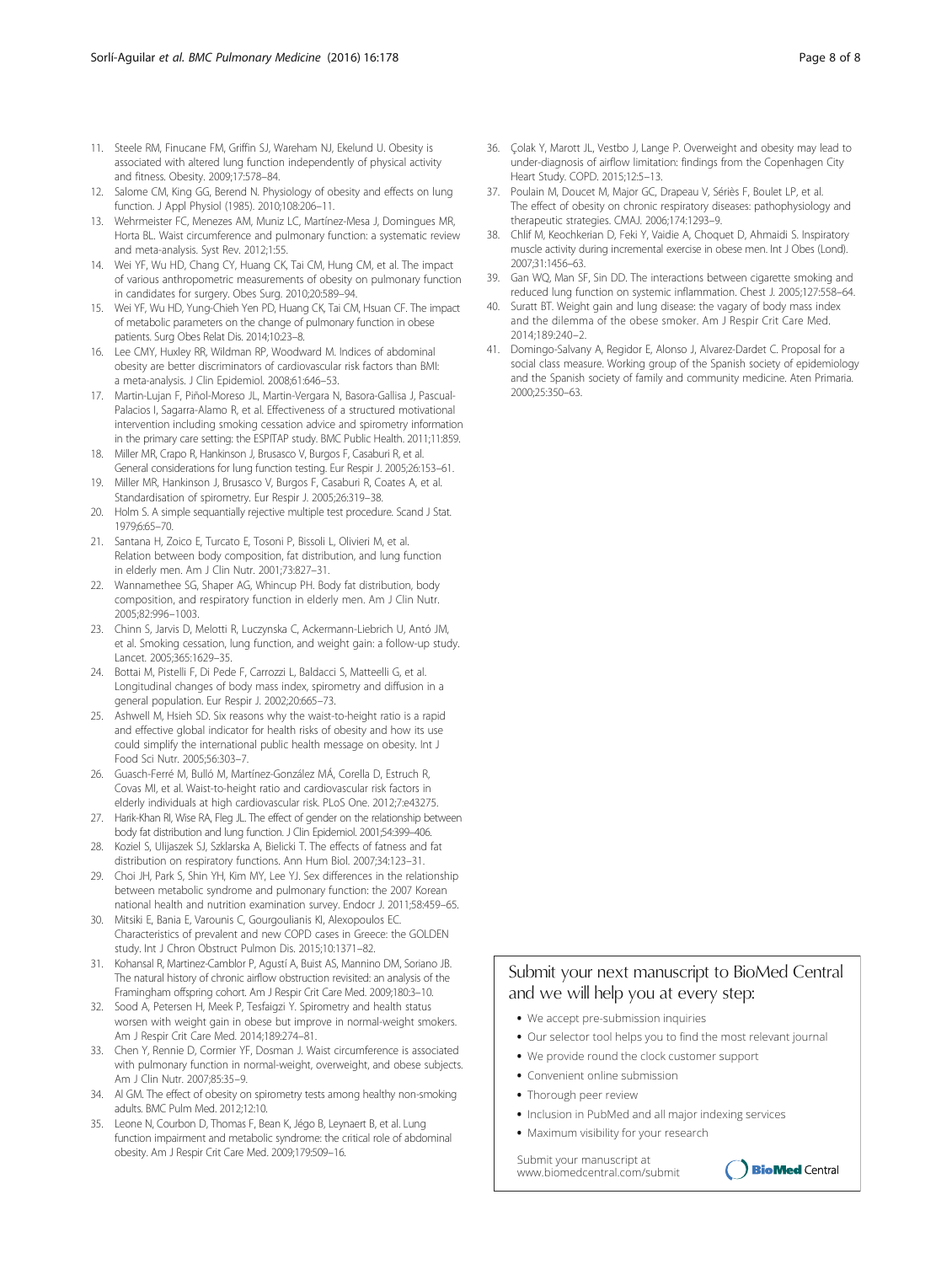11. Steele RM, Finucane FM, Griffin SJ, Wareham NJ, Ekelund U. Obesity is associated with altered lung function independently of physical activity and fitness. Obesity. 2009;17:578–84.
12. Salome CM, King GG, Berend N. Physiology of obesity and effects on lung function. J Appl Physiol (1985). 2010;108:206–11.
13. Wehrmeister FC, Menezes AM, Muniz LC, Martínez-Mesa J, Domingues MR, Horta BL. Waist circumference and pulmonary function: a systematic review and meta-analysis. Syst Rev. 2012;1:55.
14. Wei YF, Wu HD, Chang CY, Huang CK, Tai CM, Hung CM, et al. The impact of various anthropometric measurements of obesity on pulmonary function in candidates for surgery. Obes Surg. 2010;20:589–94.
15. Wei YF, Wu HD, Yung-Chieh Yen PD, Huang CK, Tai CM, Hsuan CF. The impact of metabolic parameters on the change of pulmonary function in obese patients. Surg Obes Relat Dis. 2014;10:23–8.
16. Lee CMY, Huxley RR, Wildman RP, Woodward M. Indices of abdominal obesity are better discriminators of cardiovascular risk factors than BMI: a meta-analysis. J Clin Epidemiol. 2008;61:646–53.
17. Martin-Lujan F, Piñol-Moreso JL, Martin-Vergara N, Basora-Gallisa J, Pascual-Palacios I, Sagarra-Alamo R, et al. Effectiveness of a structured motivational intervention including smoking cessation advice and spirometry information in the primary care setting: the ESPITAP study. BMC Public Health. 2011;11:859.
18. Miller MR, Crapo R, Hankinson J, Brusasco V, Burgos F, Casaburi R, et al. General considerations for lung function testing. Eur Respir J. 2005;26:153–61.
19. Miller MR, Hankinson J, Brusasco V, Burgos F, Casaburi R, Coates A, et al. Standardisation of spirometry. Eur Respir J. 2005;26:319–38.
20. Holm S. A simple sequentially rejective multiple test procedure. Scand J Stat. 1979;6:65–70.
21. Santana H, Zoico E, Turcato E, Tosoni P, Bissoli L, Olivieri M, et al. Relation between body composition, fat distribution, and lung function in elderly men. Am J Clin Nutr. 2001;73:827–31.
22. Wannamethee SG, Shaper AG, Whincup PH. Body fat distribution, body composition, and respiratory function in elderly men. Am J Clin Nutr. 2005;82:996–1003.
23. Chinn S, Jarvis D, Melotti R, Luczynska C, Ackermann-Liebrich U, Antó JM, et al. Smoking cessation, lung function, and weight gain: a follow-up study. Lancet. 2005;365:1629–35.
24. Bottai M, Pistelli F, Di Pede F, Carrozzi L, Baldacci S, Matteelli G, et al. Longitudinal changes of body mass index, spirometry and diffusion in a general population. Eur Respir J. 2002;20:665–73.
25. Ashwell M, Hsieh SD. Six reasons why the waist-to-height ratio is a rapid and effective global indicator for health risks of obesity and how its use could simplify the international public health message on obesity. Int J Food Sci Nutr. 2005;56:303–7.
26. Guasch-Ferré M, Bulló M, Martínez-González MÁ, Corella D, Estruch R, Covas MI, et al. Waist-to-height ratio and cardiovascular risk factors in elderly individuals at high cardiovascular risk. PLoS One. 2012;7:e43275.
27. Harik-Khan RI, Wise RA, Fleg JL. The effect of gender on the relationship between body fat distribution and lung function. J Clin Epidemiol. 2001;54:399–406.
28. Koziel S, Ulijaszek SJ, Szklarska A, Bielicki T. The effects of fatness and fat distribution on respiratory functions. Ann Hum Biol. 2007;34:123–31.
29. Choi JH, Park S, Shin YH, Kim MY, Lee YJ. Sex differences in the relationship between metabolic syndrome and pulmonary function: the 2007 Korean national health and nutrition examination survey. Endocr J. 2011;58:459–65.
30. Mitsiki E, Bania E, Varounis C, Gourgoulianis KI, Alexopoulos EC. Characteristics of prevalent and new COPD cases in Greece: the GOLDEN study. Int J Chron Obstruct Pulmon Dis. 2015;10:1371–82.
31. Kohansal R, Martinez-Camblor P, Agustí A, Buist AS, Mannino DM, Soriano JB. The natural history of chronic airflow obstruction revisited: an analysis of the Framingham offspring cohort. Am J Respir Crit Care Med. 2009;180:3–10.
32. Sood A, Petersen H, Meek P, Tesfaigzi Y. Spirometry and health status worsen with weight gain in obese but improve in normal-weight smokers. Am J Respir Crit Care Med. 2014;189:274–81.
33. Chen Y, Rennie D, Cormier YF, Dosman J. Waist circumference is associated with pulmonary function in normal-weight, overweight, and obese subjects. Am J Clin Nutr. 2007;85:35–9.
34. Al GM. The effect of obesity on spirometry tests among healthy non-smoking adults. BMC Pulm Med. 2012;12:10.
35. Leone N, Courbon D, Thomas F, Bean K, Jégo B, Leynaert B, et al. Lung function impairment and metabolic syndrome: the critical role of abdominal obesity. Am J Respir Crit Care Med. 2009;179:509–16.
36. Çolak Y, Marott JL, Vestbo J, Lange P. Overweight and obesity may lead to under-diagnosis of airflow limitation: findings from the Copenhagen City Heart Study. COPD. 2015;12:5–13.
37. Poulain M, Doucet M, Major GC, Drapeau V, Sériès F, Boulet LP, et al. The effect of obesity on chronic respiratory diseases: pathophysiology and therapeutic strategies. CMAJ. 2006;174:1293–9.
38. Chlif M, Keochkerian D, Feki Y, Vaidie A, Choquet D, Ahmaidi S. Inspiratory muscle activity during incremental exercise in obese men. Int J Obes (Lond). 2007;31:1456–63.
39. Gan WQ, Man SF, Sin DD. The interactions between cigarette smoking and reduced lung function on systemic inflammation. Chest J. 2005;127:558–64.
40. Suratt BT. Weight gain and lung disease: the vagary of body mass index and the dilemma of the obese smoker. Am J Respir Crit Care Med. 2014;189:240–2.
41. Domingo-Salvany A, Regidor E, Alonso J, Alvarez-Dardet C. Proposal for a social class measure. Working group of the Spanish society of epidemiology and the Spanish society of family and community medicine. Aten Primaria. 2000;25:350–63.

## Submit your next manuscript to BioMed Central and we will help you at every step:

- We accept pre-submission inquiries
- Our selector tool helps you to find the most relevant journal
- We provide round the clock customer support
- Convenient online submission
- Thorough peer review
- Inclusion in PubMed and all major indexing services
- Maximum visibility for your research

Submit your manuscript at
www.biomedcentral.com/submit

BioMed Central